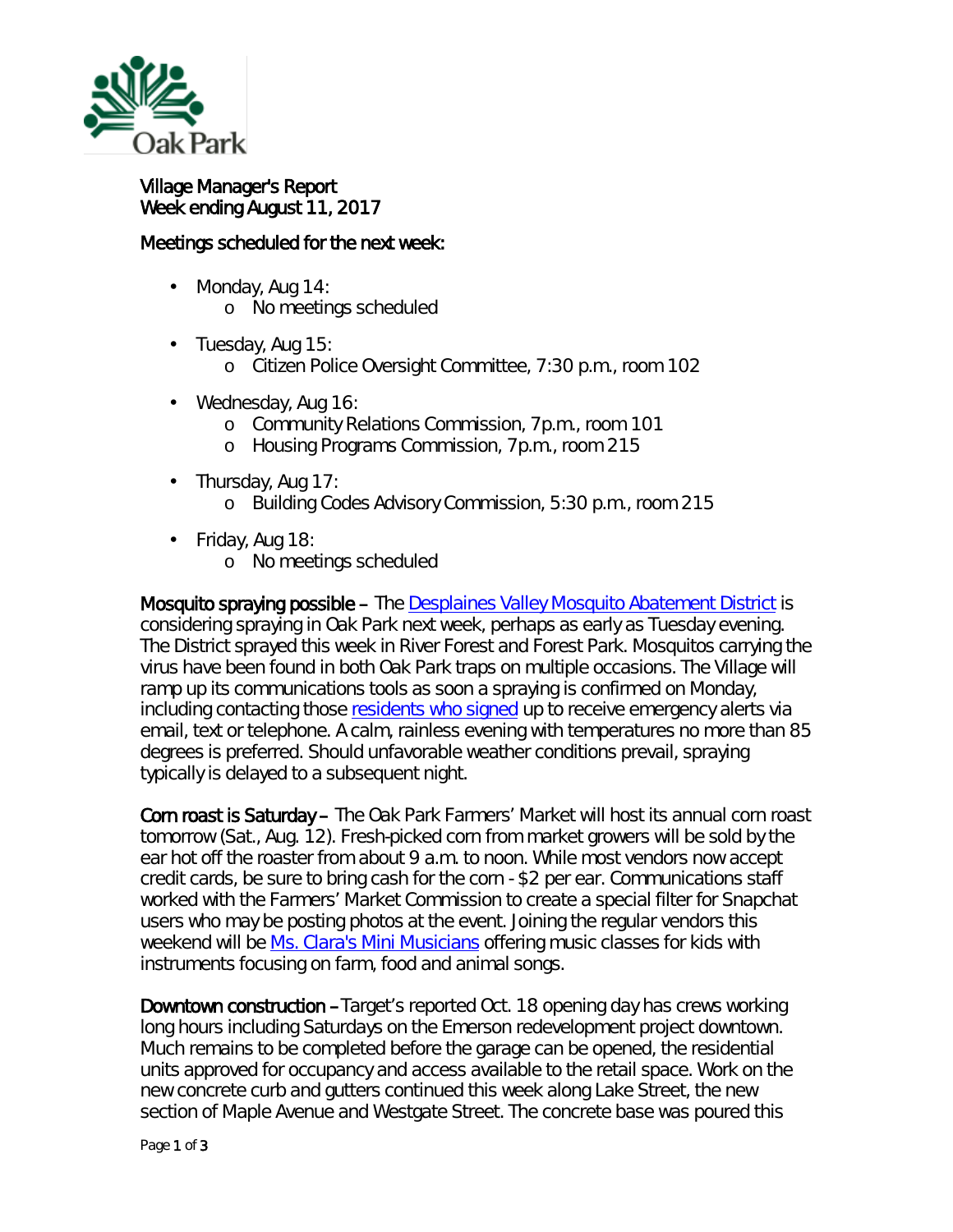Village Manager's Report
Week ending August 11, 2017

Meetings scheduled for the next week:

- Monday, Aug 14:
  - No meetings scheduled
- Tuesday, Aug 15:
  - Citizen Police Oversight Committee, 7:30 p.m., room 102
- Wednesday, Aug 16:
  - Community Relations Commission, 7p.m., room 101
  - Housing Programs Commission, 7p.m., room 215
- Thursday, Aug 17:
  - Building Codes Advisory Commission, 5:30 p.m., room 215
- Friday, Aug 18:
  - No meetings scheduled

**Mosquito spraying possible –** The Desplaines Valley Mosquito Abatement District is considering spraying in Oak Park next week, perhaps as early as Tuesday evening. The District sprayed this week in River Forest and Forest Park. Mosquitos carrying the virus have been found in both Oak Park traps on multiple occasions. The Village will ramp up its communications tools as soon a spraying is confirmed on Monday, including contacting those residents who signed up to receive emergency alerts via email, text or telephone. A calm, rainless evening with temperatures no more than 85 degrees is preferred. Should unfavorable weather conditions prevail, spraying typically is delayed to a subsequent night.

**Corn roast is Saturday –** The Oak Park Farmers' Market will host its annual corn roast tomorrow (Sat., Aug. 12). Fresh-picked corn from market growers will be sold by the ear hot off the roaster from about 9 a.m. to noon. While most vendors now accept credit cards, be sure to bring cash for the corn - $2 per ear. Communications staff worked with the Farmers' Market Commission to create a special filter for Snapchat users who may be posting photos at the event. Joining the regular vendors this weekend will be Ms. Clara's Mini Musicians offering music classes for kids with instruments focusing on farm, food and animal songs.

**Downtown construction –** Target's reported Oct. 18 opening day has crews working long hours including Saturdays on the Emerson redevelopment project downtown. Much remains to be completed before the garage can be opened, the residential units approved for occupancy and access available to the retail space. Work on the new concrete curb and gutters continued this week along Lake Street, the new section of Maple Avenue and Westgate Street. The concrete base was poured this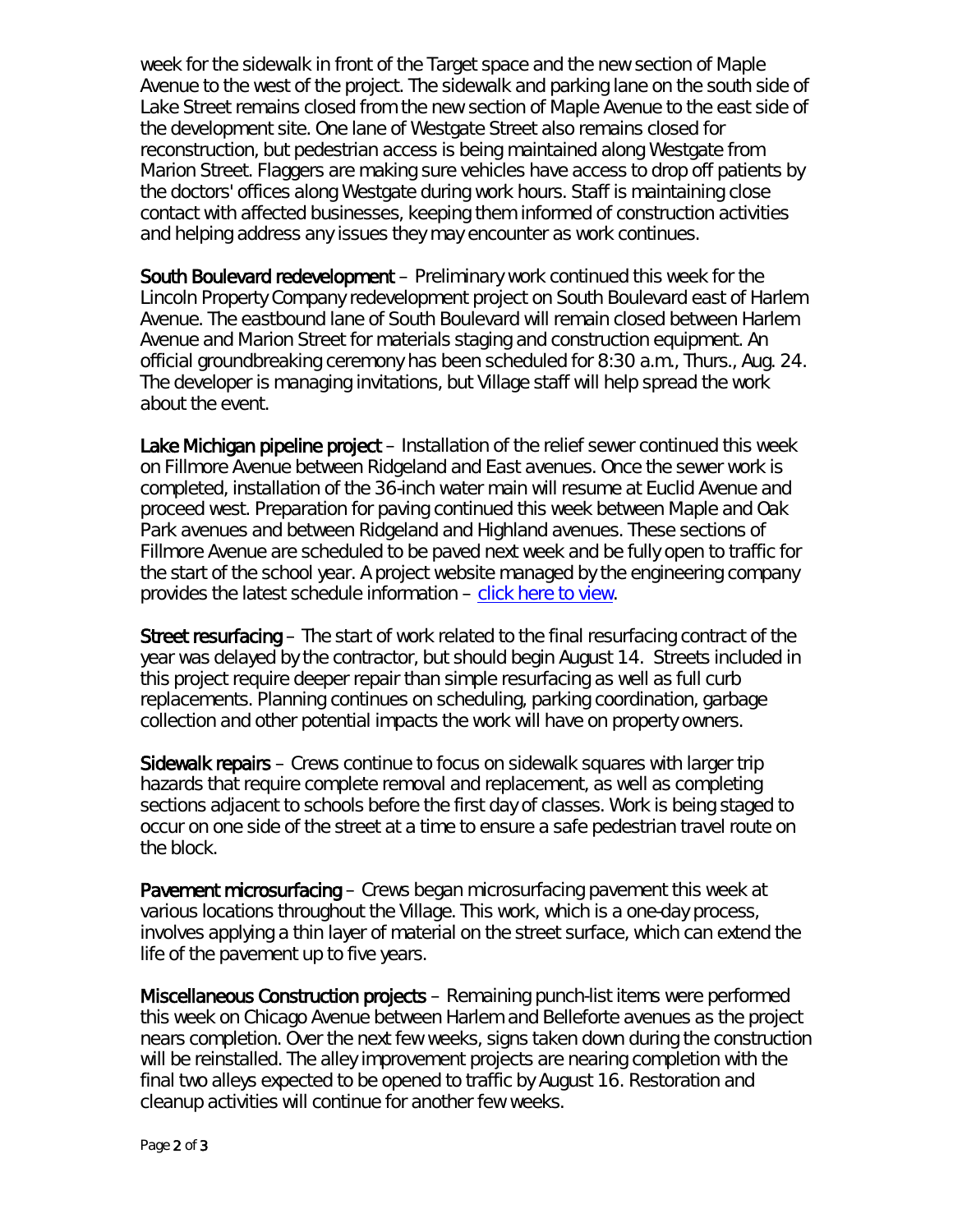week for the sidewalk in front of the Target space and the new section of Maple Avenue to the west of the project. The sidewalk and parking lane on the south side of Lake Street remains closed from the new section of Maple Avenue to the east side of the development site. One lane of Westgate Street also remains closed for reconstruction, but pedestrian access is being maintained along Westgate from Marion Street. Flaggers are making sure vehicles have access to drop off patients by the doctors' offices along Westgate during work hours. Staff is maintaining close contact with affected businesses, keeping them informed of construction activities and helping address any issues they may encounter as work continues.

**South Boulevard redevelopment** – Preliminary work continued this week for the Lincoln Property Company redevelopment project on South Boulevard east of Harlem Avenue. The eastbound lane of South Boulevard will remain closed between Harlem Avenue and Marion Street for materials staging and construction equipment. An official groundbreaking ceremony has been scheduled for 8:30 a.m., Thurs., Aug. 24. The developer is managing invitations, but Village staff will help spread the work about the event.

**Lake Michigan pipeline project** – Installation of the relief sewer continued this week on Fillmore Avenue between Ridgeland and East avenues. Once the sewer work is completed, installation of the 36-inch water main will resume at Euclid Avenue and proceed west. Preparation for paving continued this week between Maple and Oak Park avenues and between Ridgeland and Highland avenues. These sections of Fillmore Avenue are scheduled to be paved next week and be fully open to traffic for the start of the school year. A project website managed by the engineering company provides the latest schedule information – click here to view.

**Street resurfacing** – The start of work related to the final resurfacing contract of the year was delayed by the contractor, but should begin August 14. Streets included in this project require deeper repair than simple resurfacing as well as full curb replacements. Planning continues on scheduling, parking coordination, garbage collection and other potential impacts the work will have on property owners.

**Sidewalk repairs** – Crews continue to focus on sidewalk squares with larger trip hazards that require complete removal and replacement, as well as completing sections adjacent to schools before the first day of classes. Work is being staged to occur on one side of the street at a time to ensure a safe pedestrian travel route on the block.

**Pavement microsurfacing** – Crews began microsurfacing pavement this week at various locations throughout the Village. This work, which is a one-day process, involves applying a thin layer of material on the street surface, which can extend the life of the pavement up to five years.

**Miscellaneous Construction projects** – Remaining punch-list items were performed this week on Chicago Avenue between Harlem and Belleforte avenues as the project nears completion. Over the next few weeks, signs taken down during the construction will be reinstalled. The alley improvement projects are nearing completion with the final two alleys expected to be opened to traffic by August 16. Restoration and cleanup activities will continue for another few weeks.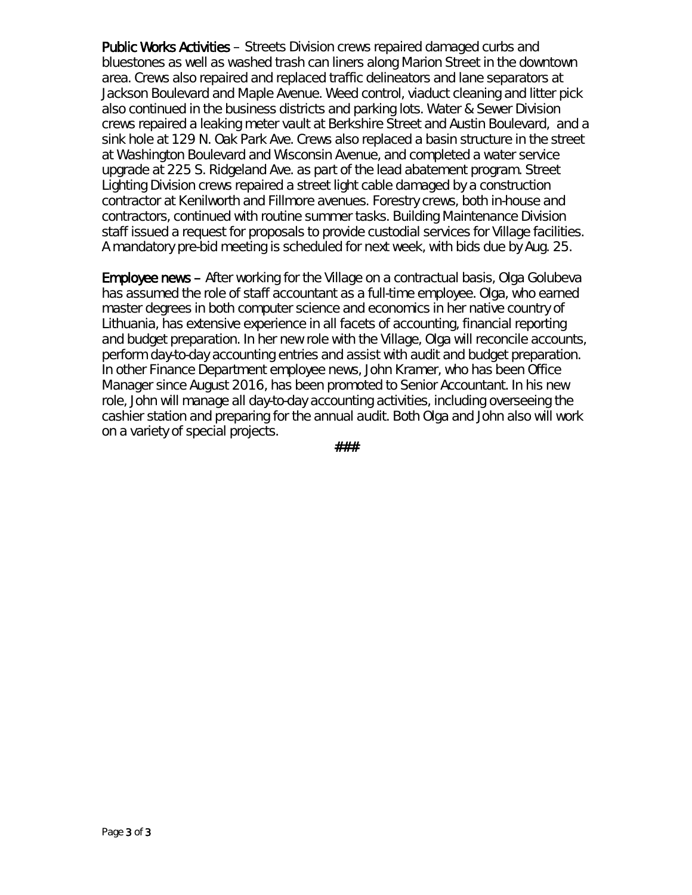**Public Works Activities** – Streets Division crews repaired damaged curbs and bluestones as well as washed trash can liners along Marion Street in the downtown area. Crews also repaired and replaced traffic delineators and lane separators at Jackson Boulevard and Maple Avenue. Weed control, viaduct cleaning and litter pick also continued in the business districts and parking lots. Water & Sewer Division crews repaired a leaking meter vault at Berkshire Street and Austin Boulevard, and a sink hole at 129 N. Oak Park Ave. Crews also replaced a basin structure in the street at Washington Boulevard and Wisconsin Avenue, and completed a water service upgrade at 225 S. Ridgeland Ave. as part of the lead abatement program. Street Lighting Division crews repaired a street light cable damaged by a construction contractor at Kenilworth and Fillmore avenues. Forestry crews, both in-house and contractors, continued with routine summer tasks. Building Maintenance Division staff issued a request for proposals to provide custodial services for Village facilities. A mandatory pre-bid meeting is scheduled for next week, with bids due by Aug. 25.

**Employee news** – After working for the Village on a contractual basis, Olga Golubeva has assumed the role of staff accountant as a full-time employee. Olga, who earned master degrees in both computer science and economics in her native country of Lithuania, has extensive experience in all facets of accounting, financial reporting and budget preparation. In her new role with the Village, Olga will reconcile accounts, perform day-to-day accounting entries and assist with audit and budget preparation. In other Finance Department employee news, John Kramer, who has been Office Manager since August 2016, has been promoted to Senior Accountant. In his new role, John will manage all day-to-day accounting activities, including overseeing the cashier station and preparing for the annual audit. Both Olga and John also will work on a variety of special projects.

###